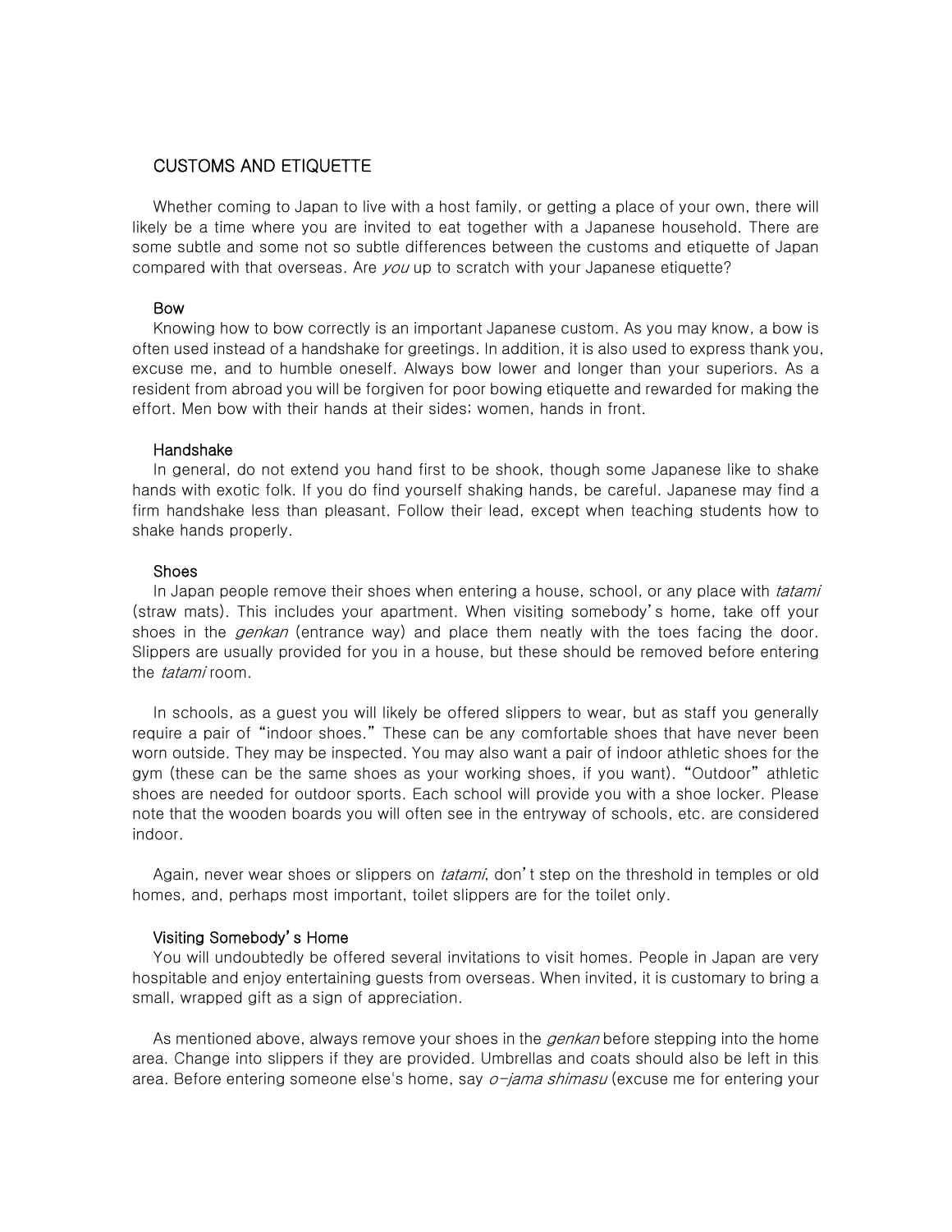# CUSTOMS AND ETIQUETTE

Whether coming to Japan to live with a host family, or getting a place of your own, there will likely be a time where you are invited to eat together with a Japanese household. There are some subtle and some not so subtle differences between the customs and etiquette of Japan compared with that overseas. Are *you* up to scratch with your Japanese etiquette?

## Bow

Knowing how to bow correctly is an important Japanese custom. As you may know, a bow is often used instead of a handshake for greetings. In addition, it is also used to express thank you, excuse me, and to humble oneself. Always bow lower and longer than your superiors. As a resident from abroad you will be forgiven for poor bowing etiquette and rewarded for making the effort. Men bow with their hands at their sides; women, hands in front.

## Handshake

In general, do not extend you hand first to be shook, though some Japanese like to shake hands with exotic folk. If you do find yourself shaking hands, be careful. Japanese may find a firm handshake less than pleasant. Follow their lead, except when teaching students how to shake hands properly.

## Shoes

In Japan people remove their shoes when entering a house, school, or any place with *tatami* (straw mats). This includes your apartment. When visiting somebody's home, take off your shoes in the *genkan* (entrance way) and place them neatly with the toes facing the door. Slippers are usually provided for you in a house, but these should be removed before entering the *tatami* room.

In schools, as a guest you will likely be offered slippers to wear, but as staff you generally require a pair of "indoor shoes." These can be any comfortable shoes that have never been worn outside. They may be inspected. You may also want a pair of indoor athletic shoes for the gym (these can be the same shoes as your working shoes, if you want). "Outdoor" athletic shoes are needed for outdoor sports. Each school will provide you with a shoe locker. Please note that the wooden boards you will often see in the entryway of schools, etc. are considered indoor.

Again, never wear shoes or slippers on *tatami*, don't step on the threshold in temples or old homes, and, perhaps most important, toilet slippers are for the toilet only.

## Visiting Somebody's Home

You will undoubtedly be offered several invitations to visit homes. People in Japan are very hospitable and enjoy entertaining guests from overseas. When invited, it is customary to bring a small, wrapped gift as a sign of appreciation.

As mentioned above, always remove your shoes in the *genkan* before stepping into the home area. Change into slippers if they are provided. Umbrellas and coats should also be left in this area. Before entering someone else's home, say *o-jama shimasu* (excuse me for entering your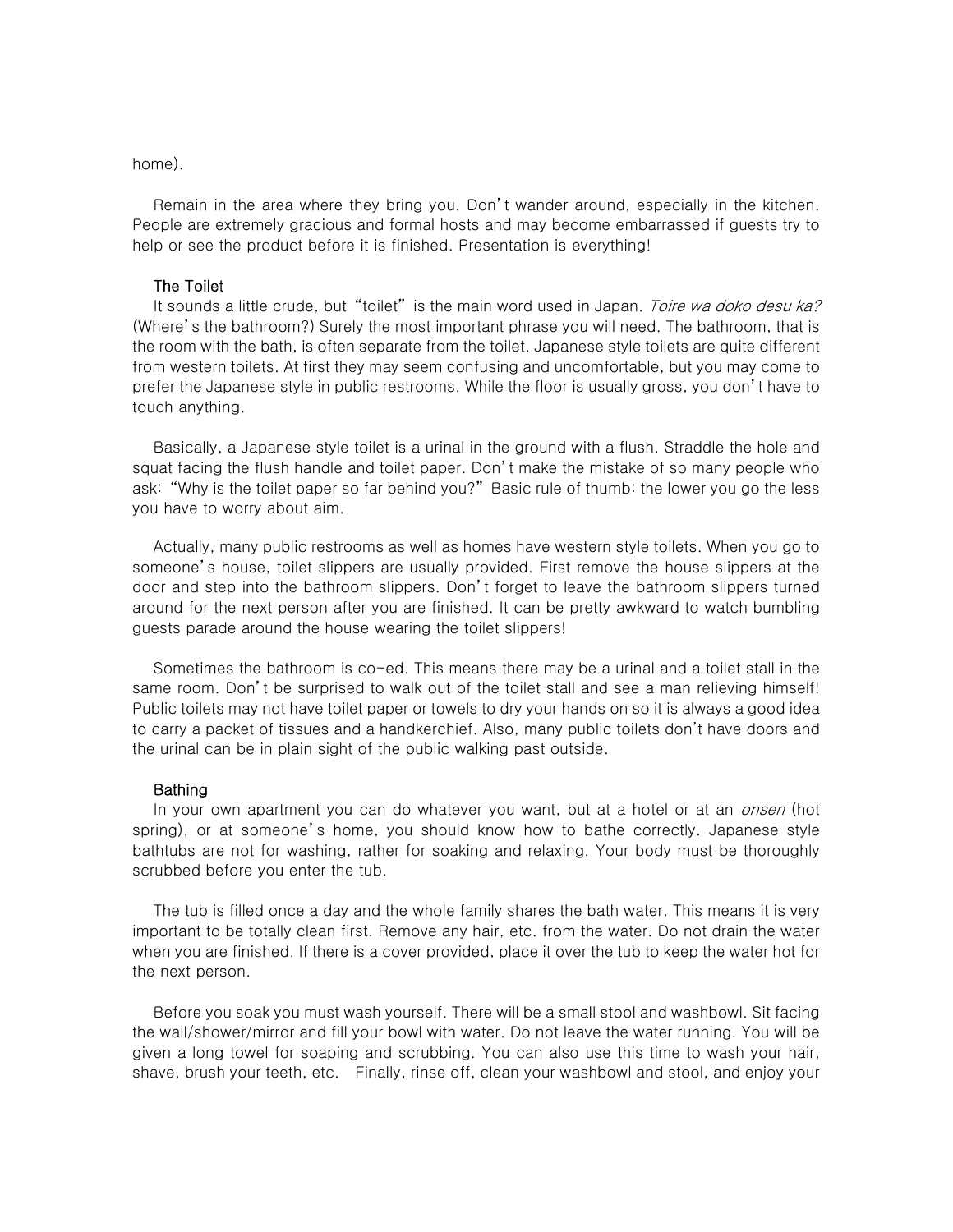home).

Remain in the area where they bring you. Don't wander around, especially in the kitchen. People are extremely gracious and formal hosts and may become embarrassed if guests try to help or see the product before it is finished. Presentation is everything!

### The Toilet

It sounds a little crude, but "toilet" is the main word used in Japan. *Toire wa doko desu ka?* (Where's the bathroom?) Surely the most important phrase you will need. The bathroom, that is the room with the bath, is often separate from the toilet. Japanese style toilets are quite different from western toilets. At first they may seem confusing and uncomfortable, but you may come to prefer the Japanese style in public restrooms. While the floor is usually gross, you don't have to touch anything.

Basically, a Japanese style toilet is a urinal in the ground with a flush. Straddle the hole and squat facing the flush handle and toilet paper. Don't make the mistake of so many people who ask: "Why is the toilet paper so far behind you?" Basic rule of thumb: the lower you go the less you have to worry about aim.

Actually, many public restrooms as well as homes have western style toilets. When you go to someone's house, toilet slippers are usually provided. First remove the house slippers at the door and step into the bathroom slippers. Don't forget to leave the bathroom slippers turned around for the next person after you are finished. It can be pretty awkward to watch bumbling guests parade around the house wearing the toilet slippers!

Sometimes the bathroom is co-ed. This means there may be a urinal and a toilet stall in the same room. Don't be surprised to walk out of the toilet stall and see a man relieving himself! Public toilets may not have toilet paper or towels to dry your hands on so it is always a good idea to carry a packet of tissues and a handkerchief. Also, many public toilets don't have doors and the urinal can be in plain sight of the public walking past outside.

### Bathing

In your own apartment you can do whatever you want, but at a hotel or at an *onsen* (hot spring), or at someone's home, you should know how to bathe correctly. Japanese style bathtubs are not for washing, rather for soaking and relaxing. Your body must be thoroughly scrubbed before you enter the tub.

The tub is filled once a day and the whole family shares the bath water. This means it is very important to be totally clean first. Remove any hair, etc. from the water. Do not drain the water when you are finished. If there is a cover provided, place it over the tub to keep the water hot for the next person.

Before you soak you must wash yourself. There will be a small stool and washbowl. Sit facing the wall/shower/mirror and fill your bowl with water. Do not leave the water running. You will be given a long towel for soaping and scrubbing. You can also use this time to wash your hair, shave, brush your teeth, etc. Finally, rinse off, clean your washbowl and stool, and enjoy your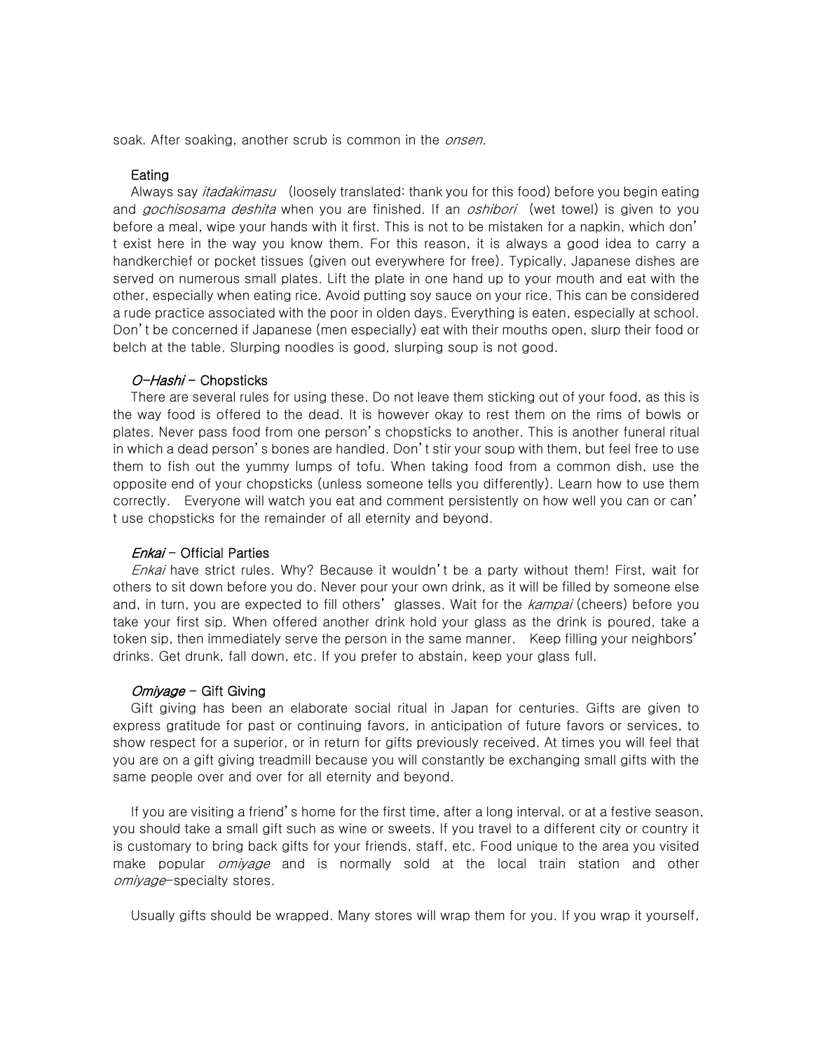soak. After soaking, another scrub is common in the *onsen*.

### Eating

Always say *itadakimasu* (loosely translated: thank you for this food) before you begin eating and *gochisosama deshita* when you are finished. If an *oshibori* (wet towel) is given to you before a meal, wipe your hands with it first. This is not to be mistaken for a napkin, which don't exist here in the way you know them. For this reason, it is always a good idea to carry a handkerchief or pocket tissues (given out everywhere for free). Typically, Japanese dishes are served on numerous small plates. Lift the plate in one hand up to your mouth and eat with the other, especially when eating rice. Avoid putting soy sauce on your rice. This can be considered a rude practice associated with the poor in olden days. Everything is eaten, especially at school. Don't be concerned if Japanese (men especially) eat with their mouths open, slurp their food or belch at the table. Slurping noodles is good, slurping soup is not good.

### *O-Hashi* – Chopsticks

There are several rules for using these. Do not leave them sticking out of your food, as this is the way food is offered to the dead. It is however okay to rest them on the rims of bowls or plates. Never pass food from one person's chopsticks to another. This is another funeral ritual in which a dead person's bones are handled. Don't stir your soup with them, but feel free to use them to fish out the yummy lumps of tofu. When taking food from a common dish, use the opposite end of your chopsticks (unless someone tells you differently). Learn how to use them correctly. Everyone will watch you eat and comment persistently on how well you can or can't use chopsticks for the remainder of all eternity and beyond.

### *Enkai* – Official Parties

*Enkai* have strict rules. Why? Because it wouldn't be a party without them! First, wait for others to sit down before you do. Never pour your own drink, as it will be filled by someone else and, in turn, you are expected to fill others' glasses. Wait for the *kampai* (cheers) before you take your first sip. When offered another drink hold your glass as the drink is poured, take a token sip, then immediately serve the person in the same manner. Keep filling your neighbors' drinks. Get drunk, fall down, etc. If you prefer to abstain, keep your glass full.

### *Omiyage* – Gift Giving

Gift giving has been an elaborate social ritual in Japan for centuries. Gifts are given to express gratitude for past or continuing favors, in anticipation of future favors or services, to show respect for a superior, or in return for gifts previously received. At times you will feel that you are on a gift giving treadmill because you will constantly be exchanging small gifts with the same people over and over for all eternity and beyond.

If you are visiting a friend's home for the first time, after a long interval, or at a festive season, you should take a small gift such as wine or sweets. If you travel to a different city or country it is customary to bring back gifts for your friends, staff, etc. Food unique to the area you visited make popular *omiyage* and is normally sold at the local train station and other *omiyage*-specialty stores.

Usually gifts should be wrapped. Many stores will wrap them for you. If you wrap it yourself,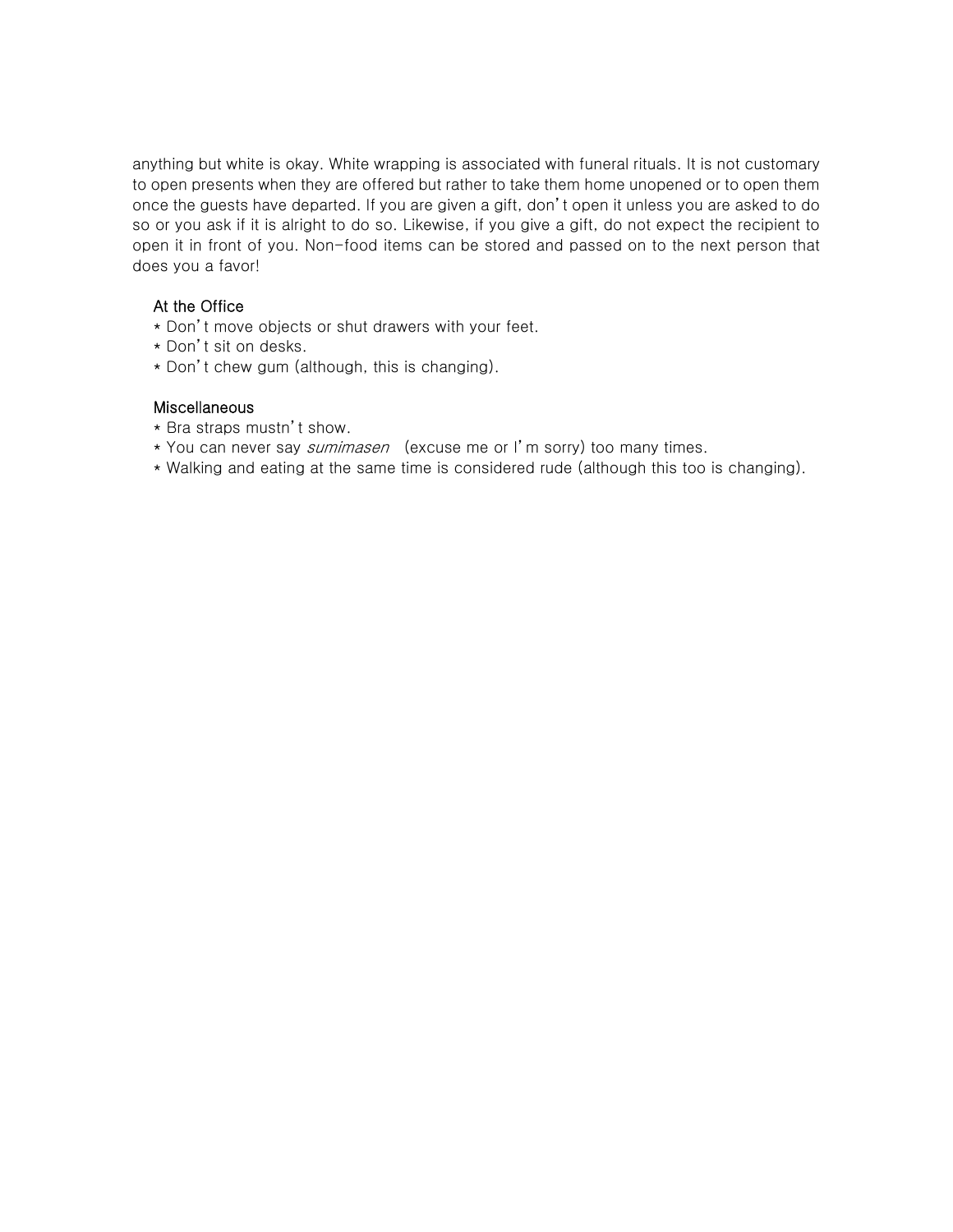anything but white is okay. White wrapping is associated with funeral rituals. It is not customary to open presents when they are offered but rather to take them home unopened or to open them once the guests have departed. If you are given a gift, don't open it unless you are asked to do so or you ask if it is alright to do so. Likewise, if you give a gift, do not expect the recipient to open it in front of you. Non-food items can be stored and passed on to the next person that does you a favor!

### At the Office

* Don't move objects or shut drawers with your feet.
* Don't sit on desks.
* Don't chew gum (although, this is changing).

### Miscellaneous

* Bra straps mustn't show.
* You can never say *sumimasen* (excuse me or I'm sorry) too many times.
* Walking and eating at the same time is considered rude (although this too is changing).